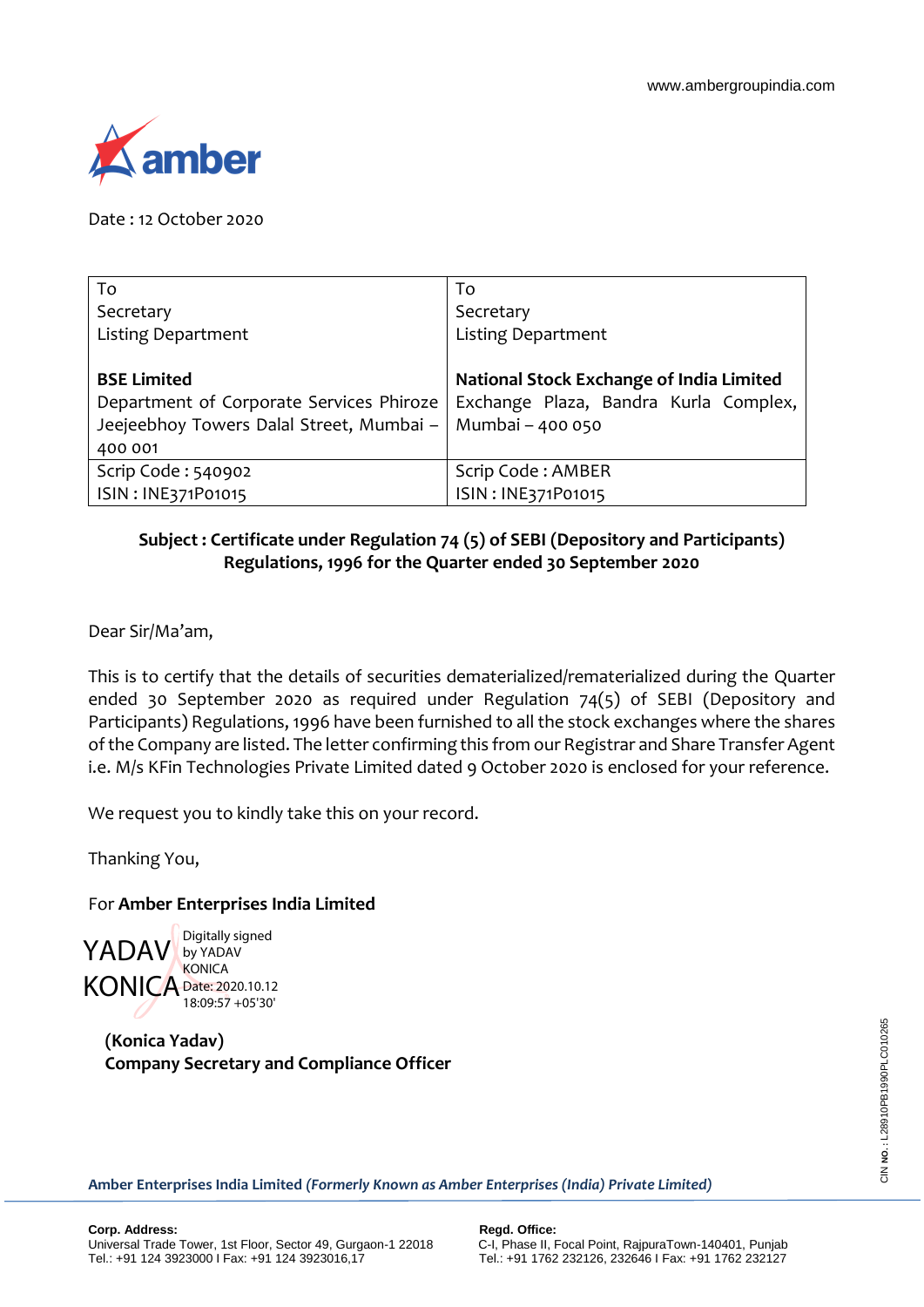www.ambergroupindia.com

amber

Date : 12 October 2020

| To<br>Secretary<br>Listing Department<br><br>**BSE Limited**<br>Department of Corporate Services Phiroze Jeejeebhoy Towers Dalal Street, Mumbai – 400 001 | To<br>Secretary<br>Listing Department<br><br>**National Stock Exchange of India Limited**<br>Exchange Plaza, Bandra Kurla Complex, Mumbai – 400 050 |
|---|---|
| Scrip Code : 540902<br>ISIN : INE371P01015 | Scrip Code : AMBER<br>ISIN : INE371P01015 |

**Subject : Certificate under Regulation 74 (5) of SEBI (Depository and Participants) Regulations, 1996 for the Quarter ended 30 September 2020**

Dear Sir/Ma'am,

This is to certify that the details of securities dematerialized/rematerialized during the Quarter ended 30 September 2020 as required under Regulation 74(5) of SEBI (Depository and Participants) Regulations, 1996 have been furnished to all the stock exchanges where the shares of the Company are listed. The letter confirming this from our Registrar and Share Transfer Agent i.e. M/s KFin Technologies Private Limited dated 9 October 2020 is enclosed for your reference.

We request you to kindly take this on your record.

Thanking You,

For **Amber Enterprises India Limited**

YADAV KONICA Digitally signed by YADAV KONICA Date: 2020.10.12 18:09:57 +05'30'

**(Konica Yadav)**
**Company Secretary and Compliance Officer**

**Amber Enterprises India Limited** ***(Formerly Known as Amber Enterprises (India) Private Limited)***

**Corp. Address:**
Universal Trade Tower, 1st Floor, Sector 49, Gurgaon-1 22018
Tel.: +91 124 3923000 I Fax: +91 124 3923016,17

**Regd. Office:**
C-I, Phase II, Focal Point, RajpuraTown-140401, Punjab
Tel.: +91 1762 232126, 232646 I Fax: +91 1762 232127

CIN NO.: L28910PB1990PLC010265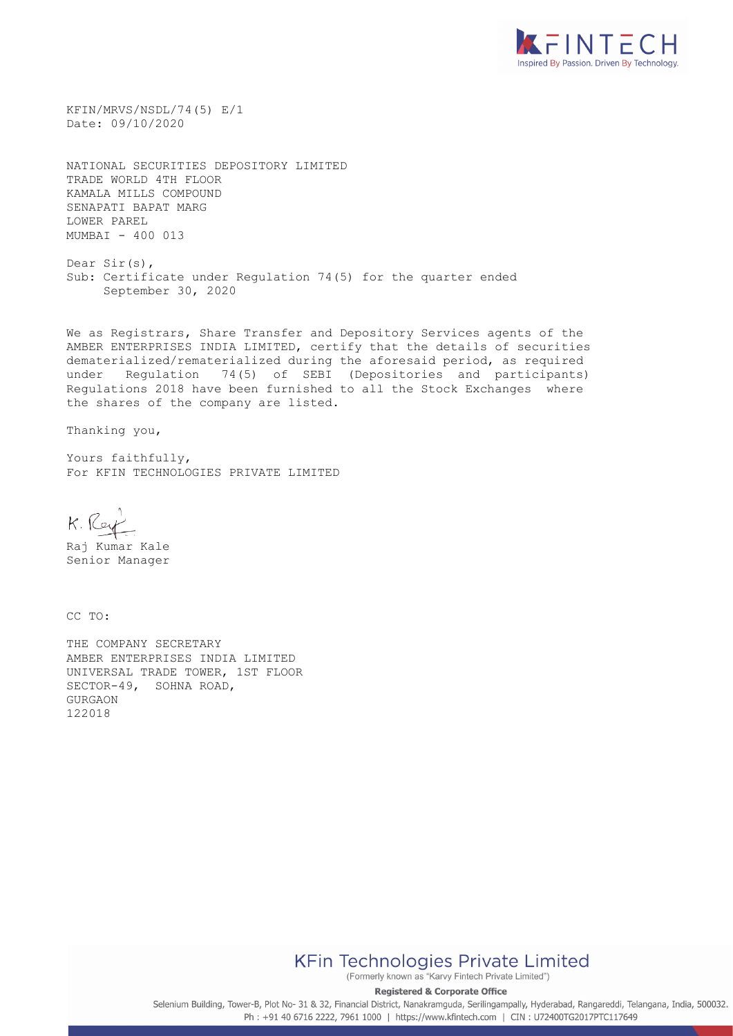KFIN/MRVS/NSDL/74(5) E/1
Date: 09/10/2020

NATIONAL SECURITIES DEPOSITORY LIMITED
TRADE WORLD 4TH FLOOR
KAMALA MILLS COMPOUND
SENAPATI BAPAT MARG
LOWER PAREL
MUMBAI - 400 013

Dear Sir(s),
Sub: Certificate under Regulation 74(5) for the quarter ended September 30, 2020

We as Registrars, Share Transfer and Depository Services agents of the AMBER ENTERPRISES INDIA LIMITED, certify that the details of securities dematerialized/rematerialized during the aforesaid period, as required under Regulation 74(5) of SEBI (Depositories and participants) Regulations 2018 have been furnished to all the Stock Exchanges where the shares of the company are listed.

Thanking you,

Yours faithfully,
For KFIN TECHNOLOGIES PRIVATE LIMITED

K. Raj

Raj Kumar Kale
Senior Manager

CC TO:

THE COMPANY SECRETARY
AMBER ENTERPRISES INDIA LIMITED
UNIVERSAL TRADE TOWER, 1ST FLOOR
SECTOR-49, SOHNA ROAD,
GURGAON
122018

**KFin Technologies Private Limited**
(Formerly known as "Karvy Fintech Private Limited")

**Registered & Corporate Office**
Selenium Building, Tower-B, Plot No- 31 & 32, Financial District, Nanakramguda, Serilingampally, Hyderabad, Rangareddi, Telangana, India, 500032.
Ph : +91 40 6716 2222, 7961 1000 | https://www.kfintech.com | CIN : U72400TG2017PTC117649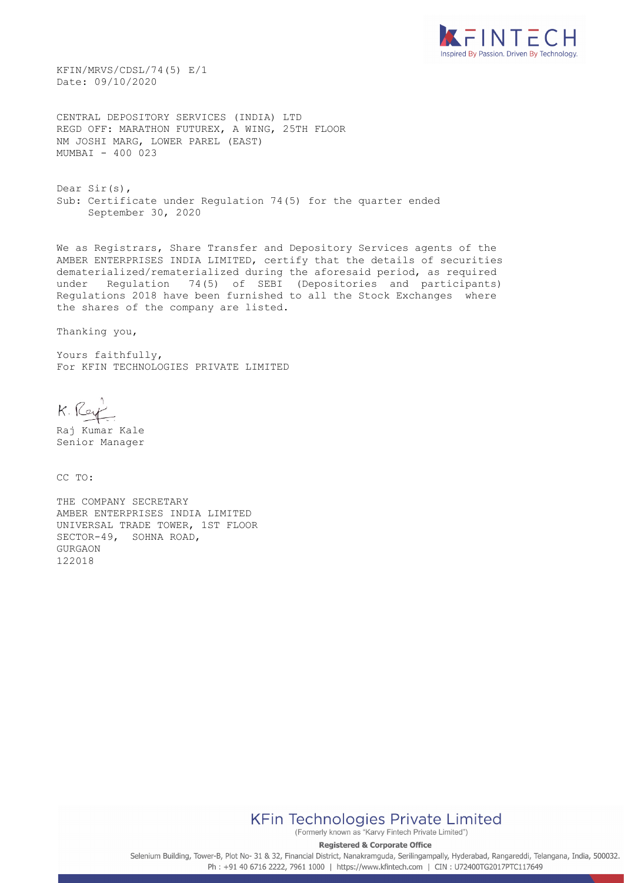KFIN/MRVS/CDSL/74(5) E/1
Date: 09/10/2020

CENTRAL DEPOSITORY SERVICES (INDIA) LTD
REGD OFF: MARATHON FUTUREX, A WING, 25TH FLOOR
NM JOSHI MARG, LOWER PAREL (EAST)
MUMBAI - 400 023

Dear Sir(s),

Sub: Certificate under Regulation 74(5) for the quarter ended September 30, 2020

We as Registrars, Share Transfer and Depository Services agents of the AMBER ENTERPRISES INDIA LIMITED, certify that the details of securities dematerialized/rematerialized during the aforesaid period, as required under Regulation 74(5) of SEBI (Depositories and participants) Regulations 2018 have been furnished to all the Stock Exchanges where the shares of the company are listed.

Thanking you,

Yours faithfully,
For KFIN TECHNOLOGIES PRIVATE LIMITED

K. Raj

Raj Kumar Kale
Senior Manager

CC TO:

THE COMPANY SECRETARY
AMBER ENTERPRISES INDIA LIMITED
UNIVERSAL TRADE TOWER, 1ST FLOOR
SECTOR-49, SOHNA ROAD,
GURGAON
122018

**KFin Technologies Private Limited**
(Formerly known as "Karvy Fintech Private Limited")

**Registered & Corporate Office**
Selenium Building, Tower-B, Plot No- 31 & 32, Financial District, Nanakramguda, Serilingampally, Hyderabad, Rangareddi, Telangana, India, 500032.
Ph : +91 40 6716 2222, 7961 1000 | https://www.kfintech.com | CIN : U72400TG2017PTC117649